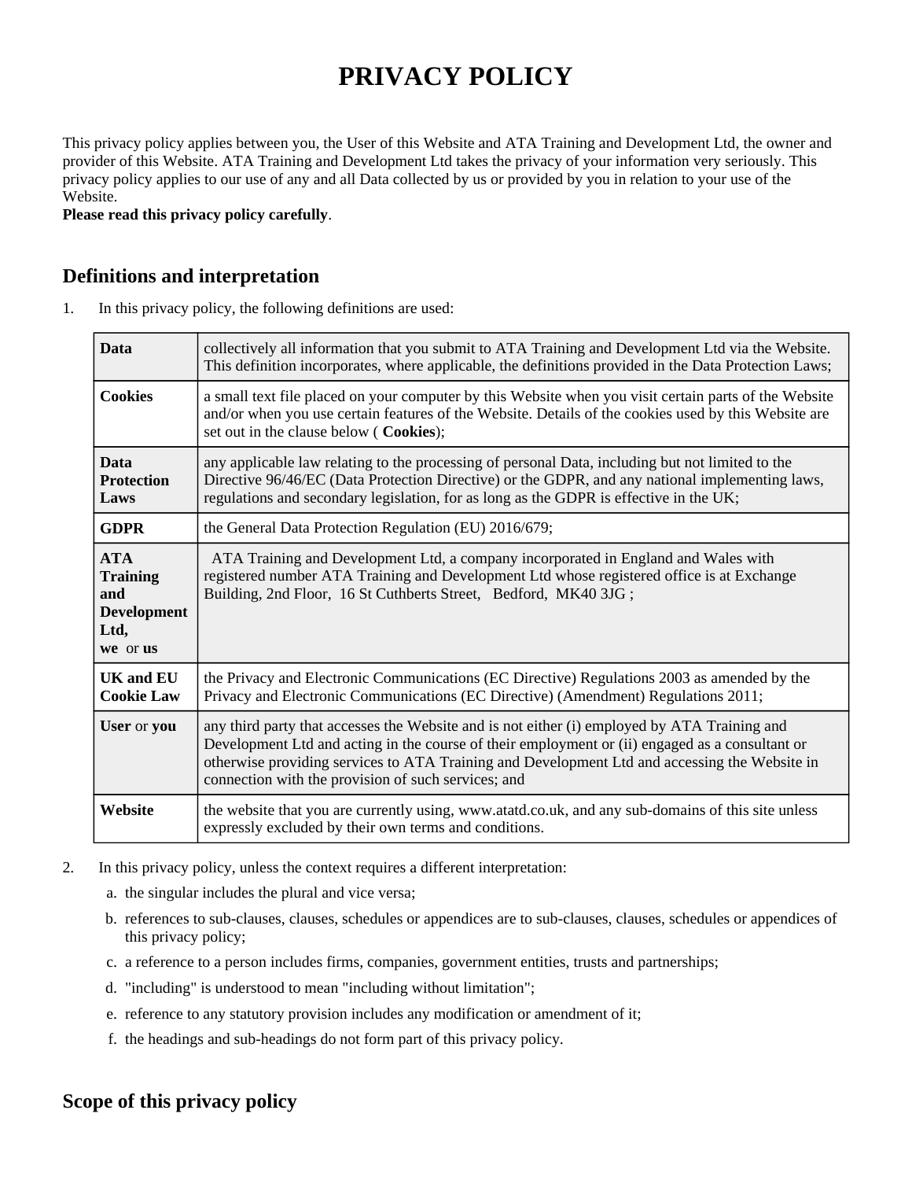# PRIVACY POLICY

This privacy policy applies between you, the User of this Website and ATA Training and Development Ltd, the owner and provider of this Website. ATA Training and Development Ltd takes the privacy of your information very seriously. This privacy policy applies to our use of any and all Data collected by us or provided by you in relation to your use of the Website.

**Please read this privacy policy carefully**.

## Definitions and interpretation

1. In this privacy policy, the following definitions are used:

| | |
|---|---|
| **Data** | collectively all information that you submit to ATA Training and Development Ltd via the Website. This definition incorporates, where applicable, the definitions provided in the Data Protection Laws; |
| **Cookies** | a small text file placed on your computer by this Website when you visit certain parts of the Website and/or when you use certain features of the Website. Details of the cookies used by this Website are set out in the clause below ( **Cookies**); |
| **Data Protection Laws** | any applicable law relating to the processing of personal Data, including but not limited to the Directive 96/46/EC (Data Protection Directive) or the GDPR, and any national implementing laws, regulations and secondary legislation, for as long as the GDPR is effective in the UK; |
| **GDPR** | the General Data Protection Regulation (EU) 2016/679; |
| **ATA Training and Development Ltd, we** or **us** | ATA Training and Development Ltd, a company incorporated in England and Wales with registered number ATA Training and Development Ltd whose registered office is at Exchange Building, 2nd Floor, 16 St Cuthberts Street, Bedford, MK40 3JG ; |
| **UK and EU Cookie Law** | the Privacy and Electronic Communications (EC Directive) Regulations 2003 as amended by the Privacy and Electronic Communications (EC Directive) (Amendment) Regulations 2011; |
| **User** or **you** | any third party that accesses the Website and is not either (i) employed by ATA Training and Development Ltd and acting in the course of their employment or (ii) engaged as a consultant or otherwise providing services to ATA Training and Development Ltd and accessing the Website in connection with the provision of such services; and |
| **Website** | the website that you are currently using, www.atatd.co.uk, and any sub-domains of this site unless expressly excluded by their own terms and conditions. |

2. In this privacy policy, unless the context requires a different interpretation:
   a. the singular includes the plural and vice versa;
   b. references to sub-clauses, clauses, schedules or appendices are to sub-clauses, clauses, schedules or appendices of this privacy policy;
   c. a reference to a person includes firms, companies, government entities, trusts and partnerships;
   d. "including" is understood to mean "including without limitation";
   e. reference to any statutory provision includes any modification or amendment of it;
   f. the headings and sub-headings do not form part of this privacy policy.

## Scope of this privacy policy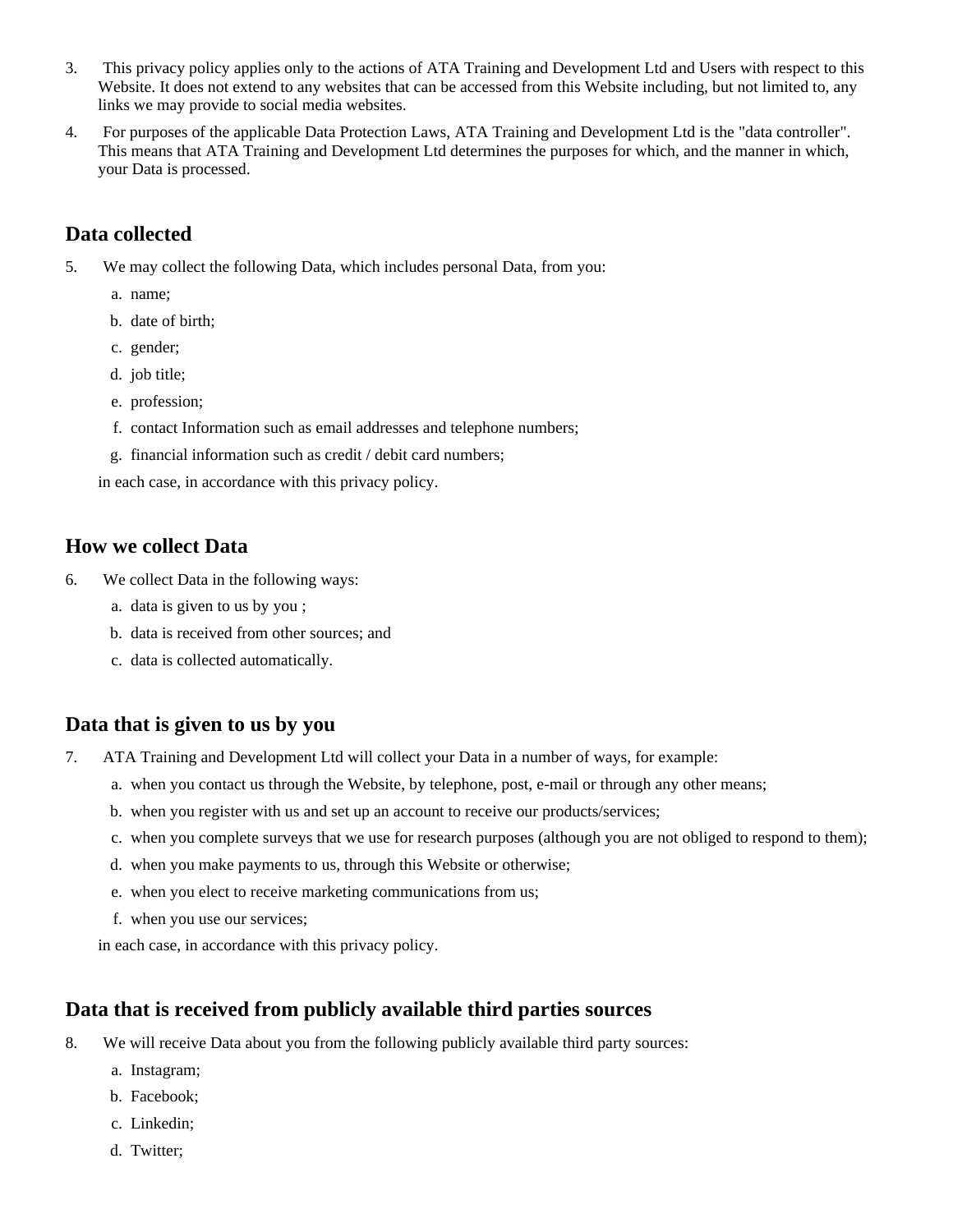3. This privacy policy applies only to the actions of ATA Training and Development Ltd and Users with respect to this Website. It does not extend to any websites that can be accessed from this Website including, but not limited to, any links we may provide to social media websites.
4. For purposes of the applicable Data Protection Laws, ATA Training and Development Ltd is the "data controller". This means that ATA Training and Development Ltd determines the purposes for which, and the manner in which, your Data is processed.

## Data collected

5. We may collect the following Data, which includes personal Data, from you:
   a. name;
   b. date of birth;
   c. gender;
   d. job title;
   e. profession;
   f. contact Information such as email addresses and telephone numbers;
   g. financial information such as credit / debit card numbers;

   in each case, in accordance with this privacy policy.

## How we collect Data

6. We collect Data in the following ways:
   a. data is given to us by you ;
   b. data is received from other sources; and
   c. data is collected automatically.

## Data that is given to us by you

7. ATA Training and Development Ltd will collect your Data in a number of ways, for example:
   a. when you contact us through the Website, by telephone, post, e-mail or through any other means;
   b. when you register with us and set up an account to receive our products/services;
   c. when you complete surveys that we use for research purposes (although you are not obliged to respond to them);
   d. when you make payments to us, through this Website or otherwise;
   e. when you elect to receive marketing communications from us;
   f. when you use our services;

   in each case, in accordance with this privacy policy.

## Data that is received from publicly available third parties sources

8. We will receive Data about you from the following publicly available third party sources:
   a. Instagram;
   b. Facebook;
   c. Linkedin;
   d. Twitter;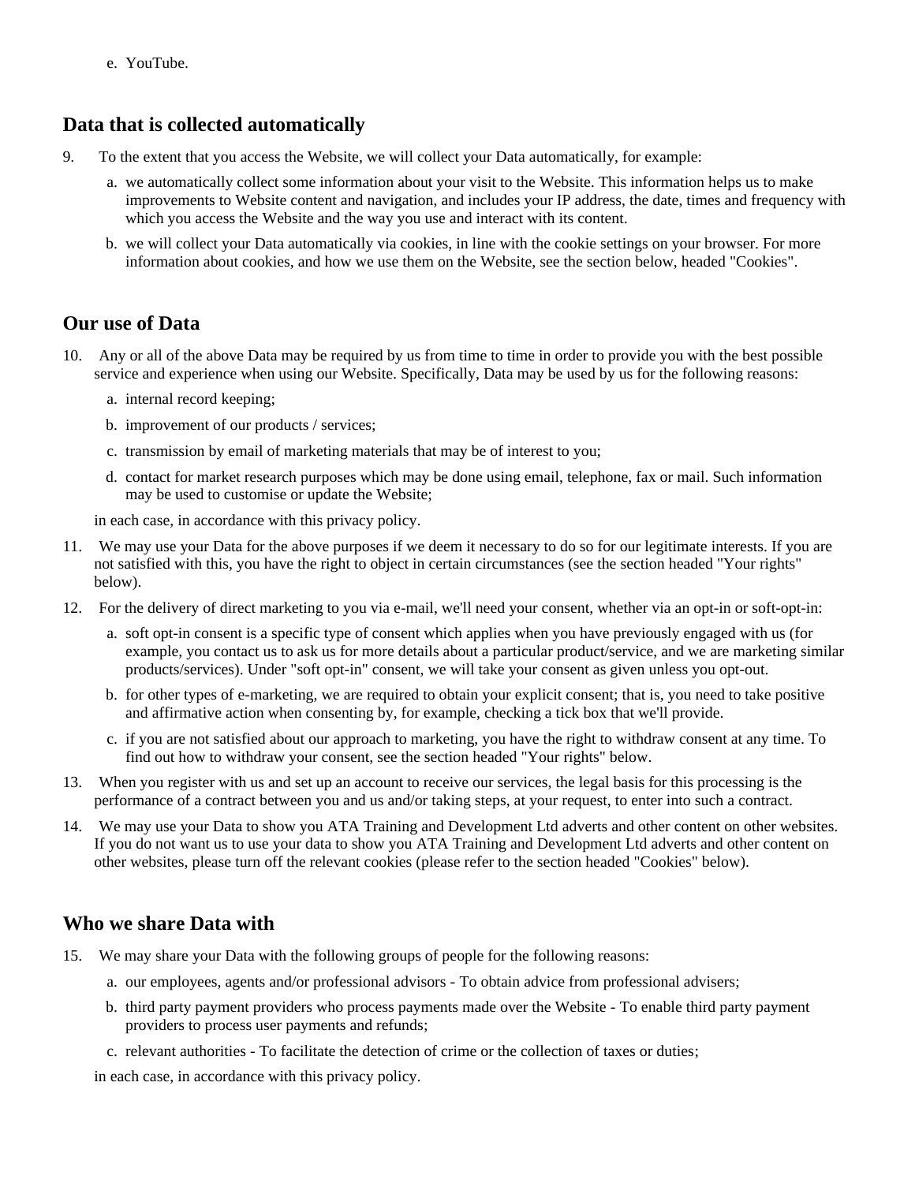e. YouTube.

## Data that is collected automatically

9. To the extent that you access the Website, we will collect your Data automatically, for example:

    a. we automatically collect some information about your visit to the Website. This information helps us to make improvements to Website content and navigation, and includes your IP address, the date, times and frequency with which you access the Website and the way you use and interact with its content.

    b. we will collect your Data automatically via cookies, in line with the cookie settings on your browser. For more information about cookies, and how we use them on the Website, see the section below, headed "Cookies".

## Our use of Data

10. Any or all of the above Data may be required by us from time to time in order to provide you with the best possible service and experience when using our Website. Specifically, Data may be used by us for the following reasons:

    a. internal record keeping;

    b. improvement of our products / services;

    c. transmission by email of marketing materials that may be of interest to you;

    d. contact for market research purposes which may be done using email, telephone, fax or mail. Such information may be used to customise or update the Website;

    in each case, in accordance with this privacy policy.

11. We may use your Data for the above purposes if we deem it necessary to do so for our legitimate interests. If you are not satisfied with this, you have the right to object in certain circumstances (see the section headed "Your rights" below).

12. For the delivery of direct marketing to you via e-mail, we'll need your consent, whether via an opt-in or soft-opt-in:

    a. soft opt-in consent is a specific type of consent which applies when you have previously engaged with us (for example, you contact us to ask us for more details about a particular product/service, and we are marketing similar products/services). Under "soft opt-in" consent, we will take your consent as given unless you opt-out.

    b. for other types of e-marketing, we are required to obtain your explicit consent; that is, you need to take positive and affirmative action when consenting by, for example, checking a tick box that we'll provide.

    c. if you are not satisfied about our approach to marketing, you have the right to withdraw consent at any time. To find out how to withdraw your consent, see the section headed "Your rights" below.

13. When you register with us and set up an account to receive our services, the legal basis for this processing is the performance of a contract between you and us and/or taking steps, at your request, to enter into such a contract.

14. We may use your Data to show you ATA Training and Development Ltd adverts and other content on other websites. If you do not want us to use your data to show you ATA Training and Development Ltd adverts and other content on other websites, please turn off the relevant cookies (please refer to the section headed "Cookies" below).

## Who we share Data with

15. We may share your Data with the following groups of people for the following reasons:

    a. our employees, agents and/or professional advisors - To obtain advice from professional advisers;

    b. third party payment providers who process payments made over the Website - To enable third party payment providers to process user payments and refunds;

    c. relevant authorities - To facilitate the detection of crime or the collection of taxes or duties;

    in each case, in accordance with this privacy policy.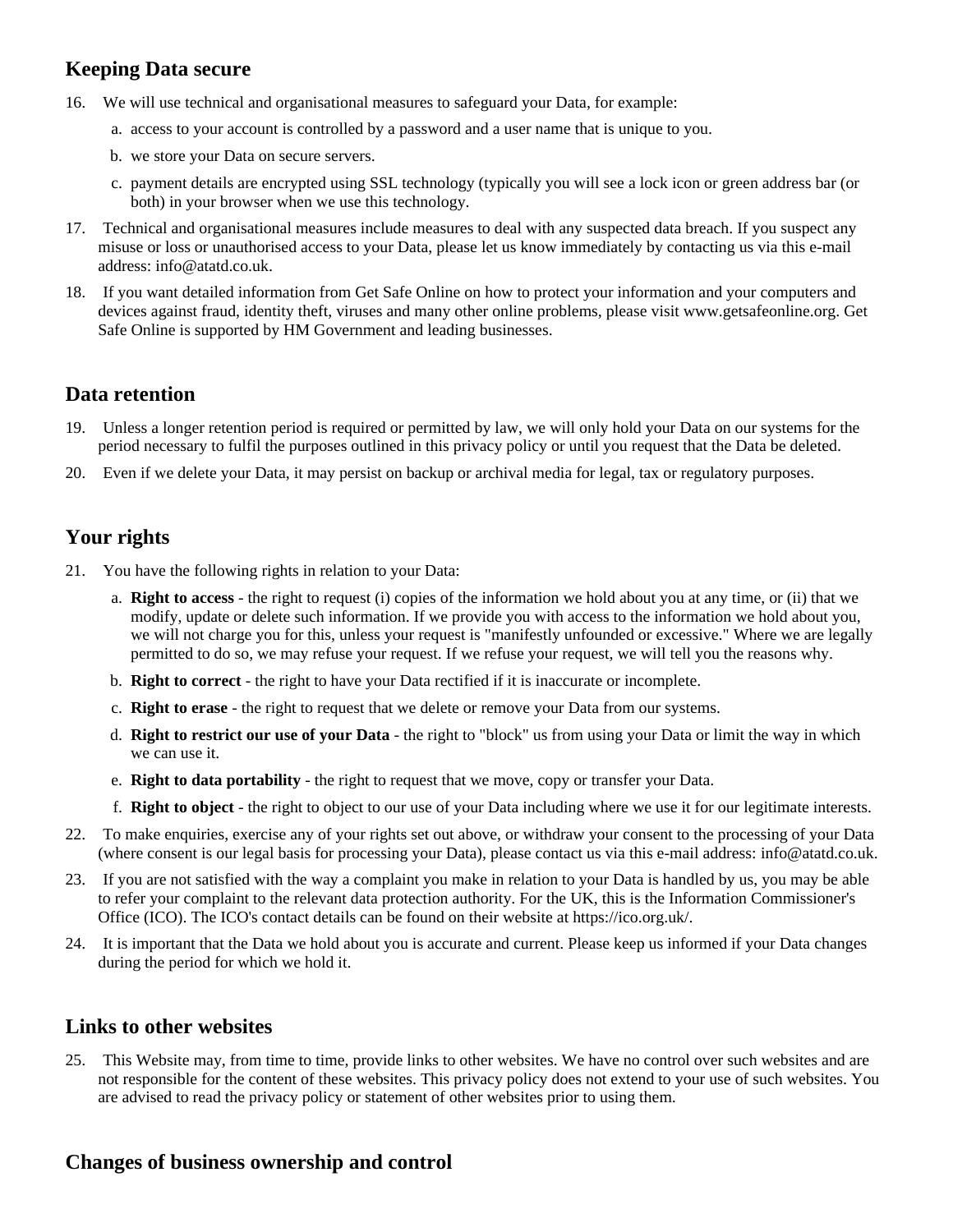## Keeping Data secure

16. We will use technical and organisational measures to safeguard your Data, for example:
    a. access to your account is controlled by a password and a user name that is unique to you.
    b. we store your Data on secure servers.
    c. payment details are encrypted using SSL technology (typically you will see a lock icon or green address bar (or both) in your browser when we use this technology.
17. Technical and organisational measures include measures to deal with any suspected data breach. If you suspect any misuse or loss or unauthorised access to your Data, please let us know immediately by contacting us via this e-mail address: info@atatd.co.uk.
18. If you want detailed information from Get Safe Online on how to protect your information and your computers and devices against fraud, identity theft, viruses and many other online problems, please visit www.getsafeonline.org. Get Safe Online is supported by HM Government and leading businesses.

## Data retention

19. Unless a longer retention period is required or permitted by law, we will only hold your Data on our systems for the period necessary to fulfil the purposes outlined in this privacy policy or until you request that the Data be deleted.
20. Even if we delete your Data, it may persist on backup or archival media for legal, tax or regulatory purposes.

## Your rights

21. You have the following rights in relation to your Data:
    a. **Right to access** - the right to request (i) copies of the information we hold about you at any time, or (ii) that we modify, update or delete such information. If we provide you with access to the information we hold about you, we will not charge you for this, unless your request is "manifestly unfounded or excessive." Where we are legally permitted to do so, we may refuse your request. If we refuse your request, we will tell you the reasons why.
    b. **Right to correct** - the right to have your Data rectified if it is inaccurate or incomplete.
    c. **Right to erase** - the right to request that we delete or remove your Data from our systems.
    d. **Right to restrict our use of your Data** - the right to "block" us from using your Data or limit the way in which we can use it.
    e. **Right to data portability** - the right to request that we move, copy or transfer your Data.
    f. **Right to object** - the right to object to our use of your Data including where we use it for our legitimate interests.
22. To make enquiries, exercise any of your rights set out above, or withdraw your consent to the processing of your Data (where consent is our legal basis for processing your Data), please contact us via this e-mail address: info@atatd.co.uk.
23. If you are not satisfied with the way a complaint you make in relation to your Data is handled by us, you may be able to refer your complaint to the relevant data protection authority. For the UK, this is the Information Commissioner's Office (ICO). The ICO's contact details can be found on their website at https://ico.org.uk/.
24. It is important that the Data we hold about you is accurate and current. Please keep us informed if your Data changes during the period for which we hold it.

## Links to other websites

25. This Website may, from time to time, provide links to other websites. We have no control over such websites and are not responsible for the content of these websites. This privacy policy does not extend to your use of such websites. You are advised to read the privacy policy or statement of other websites prior to using them.

## Changes of business ownership and control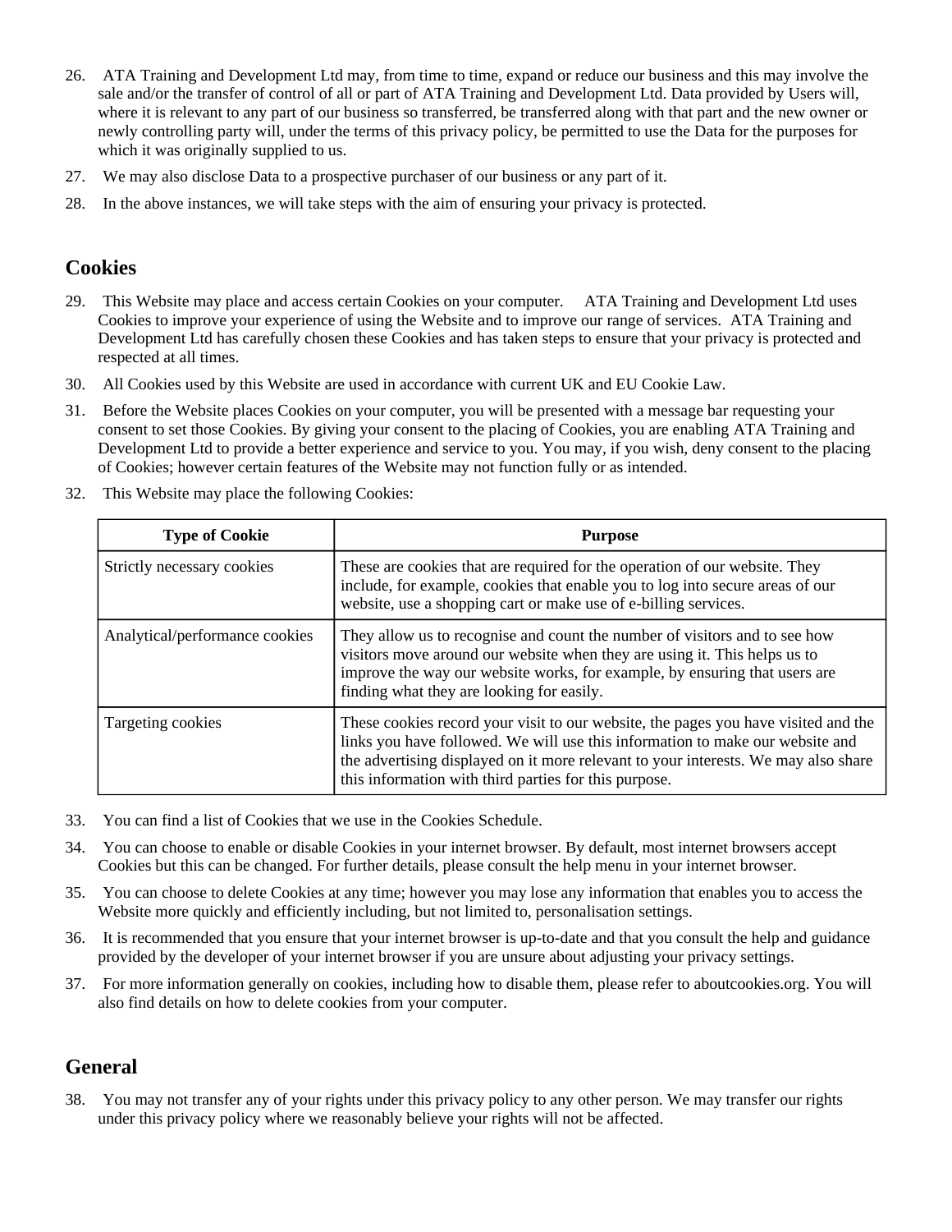26. ATA Training and Development Ltd may, from time to time, expand or reduce our business and this may involve the sale and/or the transfer of control of all or part of ATA Training and Development Ltd. Data provided by Users will, where it is relevant to any part of our business so transferred, be transferred along with that part and the new owner or newly controlling party will, under the terms of this privacy policy, be permitted to use the Data for the purposes for which it was originally supplied to us.
27. We may also disclose Data to a prospective purchaser of our business or any part of it.
28. In the above instances, we will take steps with the aim of ensuring your privacy is protected.

## Cookies

29. This Website may place and access certain Cookies on your computer. ATA Training and Development Ltd uses Cookies to improve your experience of using the Website and to improve our range of services. ATA Training and Development Ltd has carefully chosen these Cookies and has taken steps to ensure that your privacy is protected and respected at all times.
30. All Cookies used by this Website are used in accordance with current UK and EU Cookie Law.
31. Before the Website places Cookies on your computer, you will be presented with a message bar requesting your consent to set those Cookies. By giving your consent to the placing of Cookies, you are enabling ATA Training and Development Ltd to provide a better experience and service to you. You may, if you wish, deny consent to the placing of Cookies; however certain features of the Website may not function fully or as intended.
32. This Website may place the following Cookies:

| Type of Cookie | Purpose |
| --- | --- |
| Strictly necessary cookies | These are cookies that are required for the operation of our website. They include, for example, cookies that enable you to log into secure areas of our website, use a shopping cart or make use of e-billing services. |
| Analytical/performance cookies | They allow us to recognise and count the number of visitors and to see how visitors move around our website when they are using it. This helps us to improve the way our website works, for example, by ensuring that users are finding what they are looking for easily. |
| Targeting cookies | These cookies record your visit to our website, the pages you have visited and the links you have followed. We will use this information to make our website and the advertising displayed on it more relevant to your interests. We may also share this information with third parties for this purpose. |

33. You can find a list of Cookies that we use in the Cookies Schedule.
34. You can choose to enable or disable Cookies in your internet browser. By default, most internet browsers accept Cookies but this can be changed. For further details, please consult the help menu in your internet browser.
35. You can choose to delete Cookies at any time; however you may lose any information that enables you to access the Website more quickly and efficiently including, but not limited to, personalisation settings.
36. It is recommended that you ensure that your internet browser is up-to-date and that you consult the help and guidance provided by the developer of your internet browser if you are unsure about adjusting your privacy settings.
37. For more information generally on cookies, including how to disable them, please refer to aboutcookies.org. You will also find details on how to delete cookies from your computer.

## General

38. You may not transfer any of your rights under this privacy policy to any other person. We may transfer our rights under this privacy policy where we reasonably believe your rights will not be affected.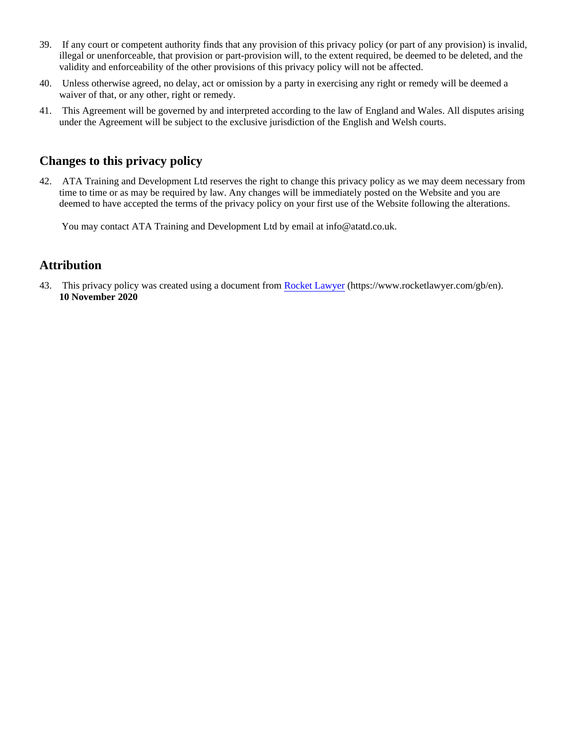39. If any court or competent authority finds that any provision of this privacy policy (or part of any provision) is invalid, illegal or unenforceable, that provision or part-provision will, to the extent required, be deemed to be deleted, and the validity and enforceability of the other provisions of this privacy policy will not be affected.

40. Unless otherwise agreed, no delay, act or omission by a party in exercising any right or remedy will be deemed a waiver of that, or any other, right or remedy.

41. This Agreement will be governed by and interpreted according to the law of England and Wales. All disputes arising under the Agreement will be subject to the exclusive jurisdiction of the English and Welsh courts.

## Changes to this privacy policy

42. ATA Training and Development Ltd reserves the right to change this privacy policy as we may deem necessary from time to time or as may be required by law. Any changes will be immediately posted on the Website and you are deemed to have accepted the terms of the privacy policy on your first use of the Website following the alterations.

You may contact ATA Training and Development Ltd by email at info@atatd.co.uk.

## Attribution

43. This privacy policy was created using a document from [Rocket Lawyer](https://www.rocketlawyer.com/gb/en) (https://www.rocketlawyer.com/gb/en).
**10 November 2020**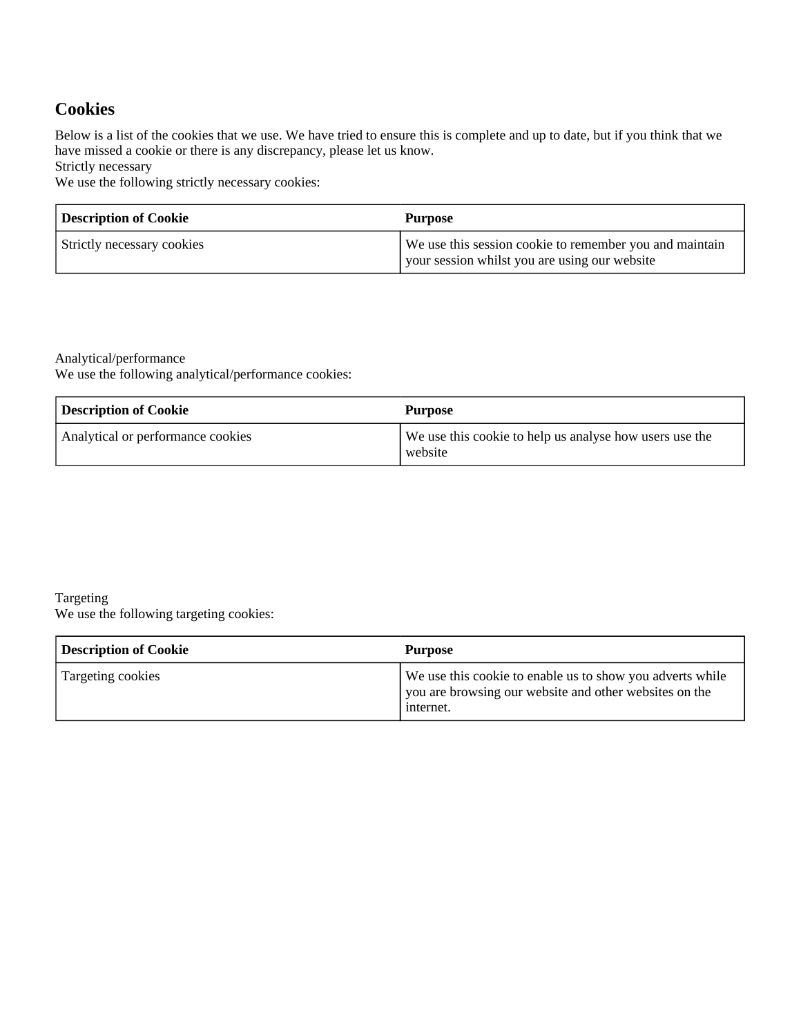## Cookies

Below is a list of the cookies that we use. We have tried to ensure this is complete and up to date, but if you think that we have missed a cookie or there is any discrepancy, please let us know.

Strictly necessary

We use the following strictly necessary cookies:

| **Description of Cookie** | **Purpose** |
|---|---|
| Strictly necessary cookies | We use this session cookie to remember you and maintain your session whilst you are using our website |

Analytical/performance

We use the following analytical/performance cookies:

| **Description of Cookie** | **Purpose** |
|---|---|
| Analytical or performance cookies | We use this cookie to help us analyse how users use the website |

Targeting

We use the following targeting cookies:

| **Description of Cookie** | **Purpose** |
|---|---|
| Targeting cookies | We use this cookie to enable us to show you adverts while you are browsing our website and other websites on the internet. |